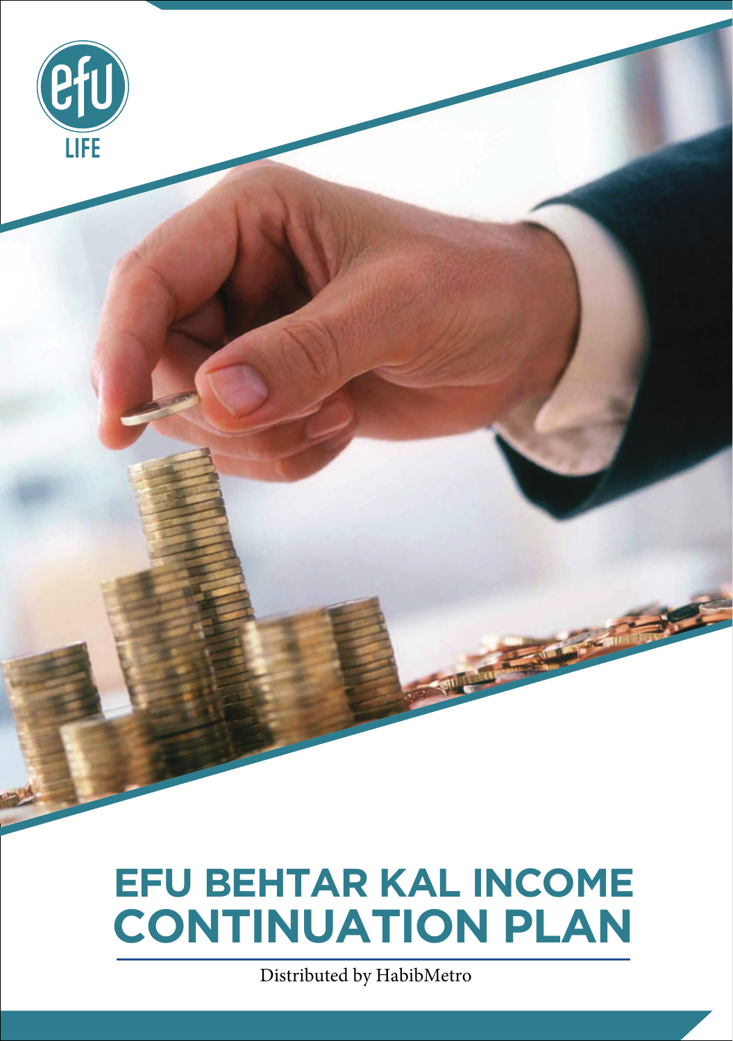efu LIFE

# EFU BEHTAR KAL INCOME CONTINUATION PLAN

Distributed by HabibMetro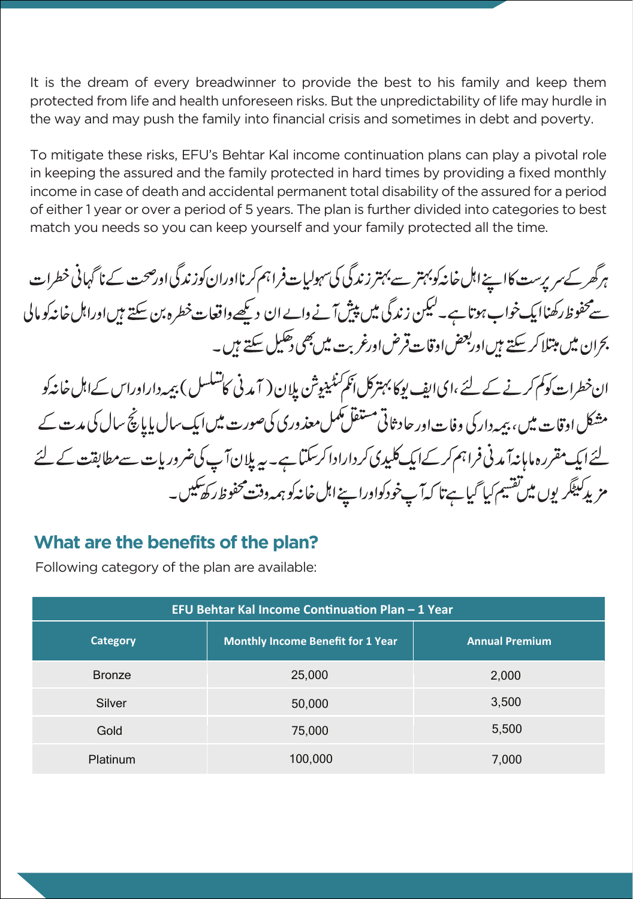It is the dream of every breadwinner to provide the best to his family and keep them protected from life and health unforeseen risks. But the unpredictability of life may hurdle in the way and may push the family into financial crisis and sometimes in debt and poverty.

To mitigate these risks, EFU's Behtar Kal income continuation plans can play a pivotal role in keeping the assured and the family protected in hard times by providing a fixed monthly income in case of death and accidental permanent total disability of the assured for a period of either 1 year or over a period of 5 years. The plan is further divided into categories to best match you needs so you can keep yourself and your family protected all the time.

ہر گھر کے سر پرست کا اپنے اہل خانہ کو بہتر سے بہتر زندگی کی سہولیات فراہم کرنا اور ان کو زندگی اور صحت کے ناگہانی خطرات سے محفوظ رکھنا ایک خواب ہوتا ہے۔ لیکن زندگی میں پیش آنے والے ان دیکھے واقعات خطرہ بن سکتے ہیں اور اہل خانہ کو مالی بحران میں مبتلا کر سکتے ہیں اور بعض اوقات قرض اور غربت میں بھی دھکیل سکتے ہیں۔

ان خطرات کو کم کرنے کے لئے، ای ایف یو کا بہتر کل انکم کنٹینیوشن پلان (آمدنی کا تسلسل) بیمہ دار اور اس کے اہل خانہ کو مشکل اوقات میں، بیمہ دار کی وفات اور حادثاتی مستقل مکمل معذوری کی صورت میں ایک سال یا پانچ سال کی مدت کے لئے ایک مقررہ ماہانہ آمدنی فراہم کر کے ایک کلیدی کردار ادا کر سکتا ہے۔ یہ پلان آپ کی ضروریات سے مطابقت کے لئے مزید کیٹگریوں میں تقسیم کیا گیا ہے تا کہ آپ خود کو اور اپنے اہل خانہ کو ہمہ وقت محفوظ رکھ سکیں۔

## What are the benefits of the plan?

Following category of the plan are available:

| EFU Behtar Kal Income Continuation Plan – 1 Year | | |
|---|---|---|
| **Category** | **Monthly Income Benefit for 1 Year** | **Annual Premium** |
| Bronze | 25,000 | 2,000 |
| Silver | 50,000 | 3,500 |
| Gold | 75,000 | 5,500 |
| Platinum | 100,000 | 7,000 |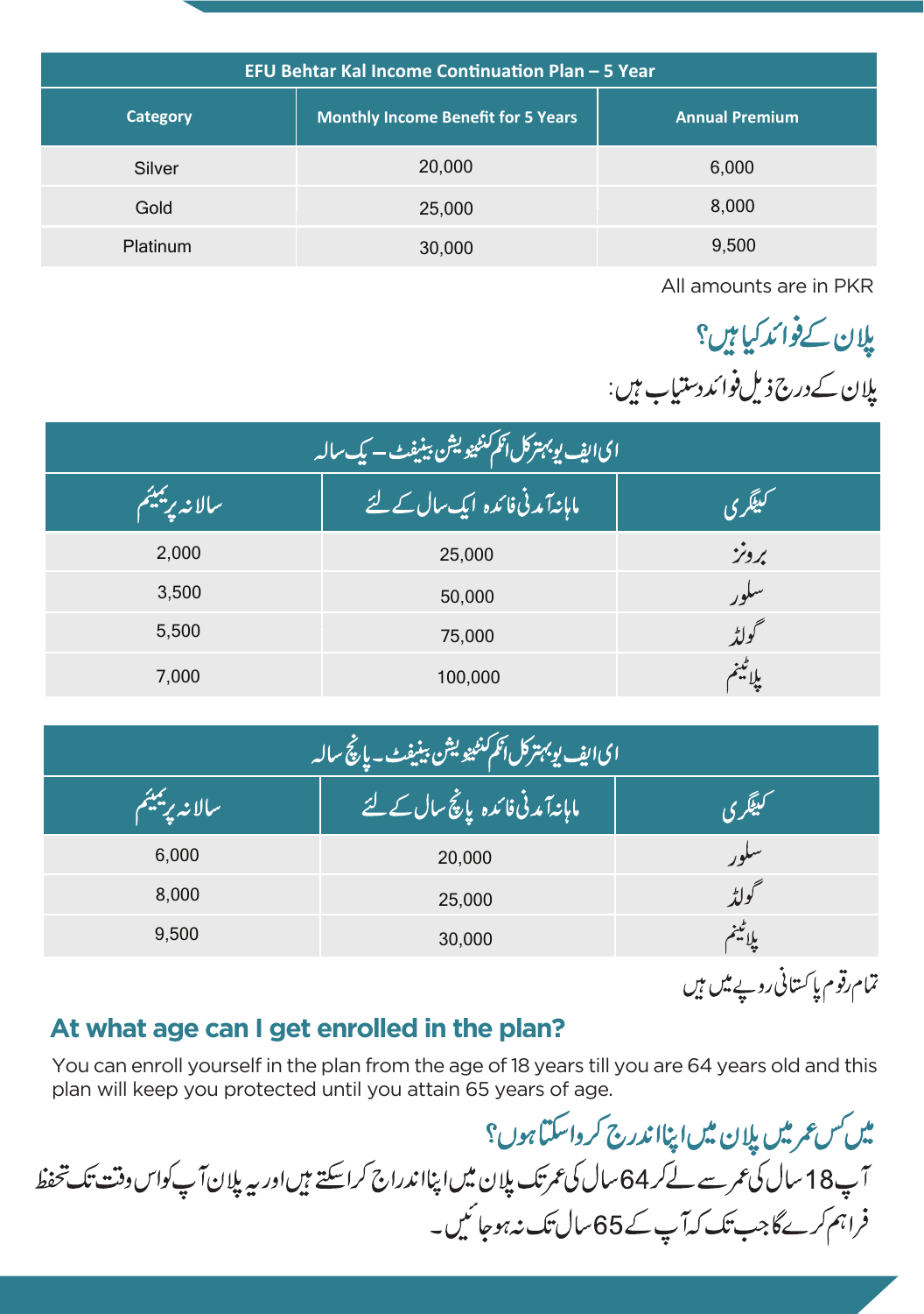| EFU Behtar Kal Income Continuation Plan – 5 Year | | |
|---|---|---|
| **Category** | **Monthly Income Benefit for 5 Years** | **Annual Premium** |
| Silver | 20,000 | 6,000 |
| Gold | 25,000 | 8,000 |
| Platinum | 30,000 | 9,500 |

All amounts are in PKR

## پلان کے فوائد کیا ہیں؟

پلان کے درج ذیل فوائد دستیاب ہیں:

| ای ایف یو بہتر کل انکم کنٹینیو یشن بینیفٹ – یک سالہ | | |
|---|---|---|
| **کیٹگری** | **ماہانہ آمدنی فائدہ ایک سال کے لئے** | **سالانہ پریمیئم** |
| برونز | 25,000 | 2,000 |
| سلور | 50,000 | 3,500 |
| گولڈ | 75,000 | 5,500 |
| پلاٹینم | 100,000 | 7,000 |

| ای ایف یو بہتر کل انکم کنٹینیو یشن بینیفٹ ۔ پانچ سالہ | | |
|---|---|---|
| **کیٹگری** | **ماہانہ آمدنی فائدہ پانچ سال کے لئے** | **سالانہ پریمیئم** |
| سلور | 20,000 | 6,000 |
| گولڈ | 25,000 | 8,000 |
| پلاٹینم | 30,000 | 9,500 |

تمام رقوم پاکستانی روپے میں ہیں

## At what age can I get enrolled in the plan?

You can enroll yourself in the plan from the age of 18 years till you are 64 years old and this plan will keep you protected until you attain 65 years of age.

## میں کس عمر میں پلان میں اپنا اندراج کرواسکتا ہوں؟

آپ 18 سال کی عمر سے لے کر 64 سال کی عمر تک پلان میں اپنا اندراج کراسکتے ہیں اور یہ پلان آپ کو اس وقت تک تحفظ فراہم کرے گا جب تک کہ آپ کے 65 سال تک نہ ہو جائیں۔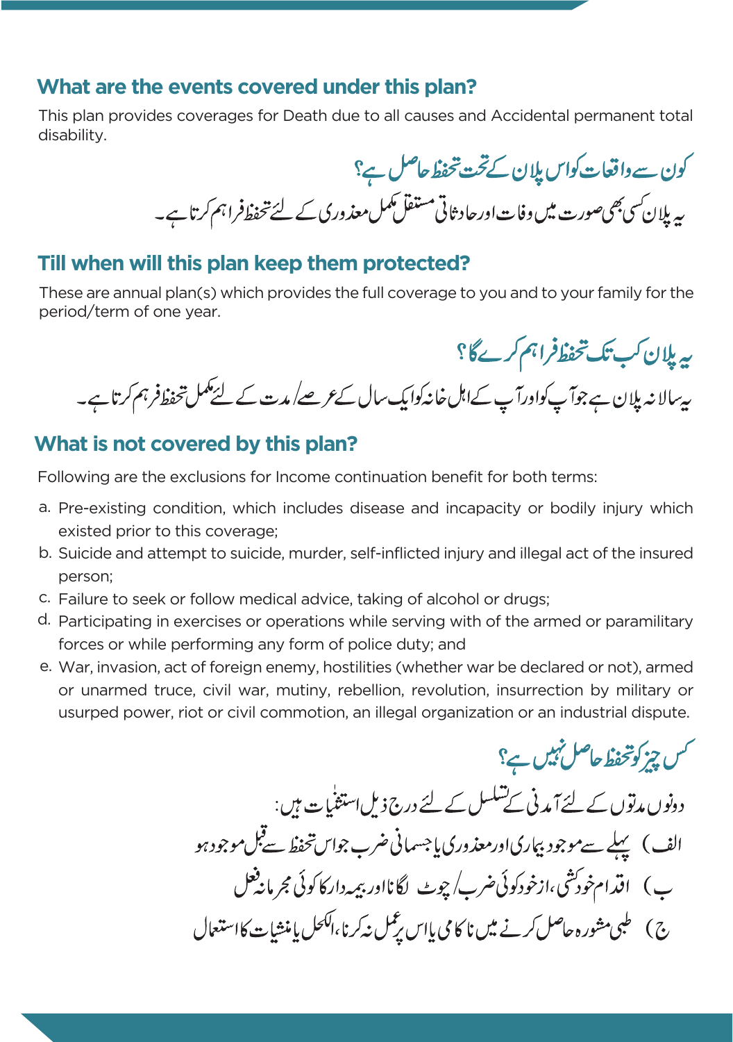## What are the events covered under this plan?

This plan provides coverages for Death due to all causes and Accidental permanent total disability.

## کون سے واقعات کو اس پلان کے تحت تحفظ حاصل ہے؟

یہ پلان کسی بھی صورت میں وفات اور حادثاتی مستقل مکمل معذوری کے لئے تحفظ فراہم کرتا ہے۔

## Till when will this plan keep them protected?

These are annual plan(s) which provides the full coverage to you and to your family for the period/term of one year.

## یہ پلان کب تک تحفظ فراہم کرے گا؟

یہ سالانہ پلان ہے جو آپ کو اور آپ کے اہل خانہ کو ایک سال کے عرصے/ مدت کے لئے مکمل تحفظ فراہم کرتا ہے۔

## What is not covered by this plan?

Following are the exclusions for Income continuation benefit for both terms:

a. Pre-existing condition, which includes disease and incapacity or bodily injury which existed prior to this coverage;

b. Suicide and attempt to suicide, murder, self-inflicted injury and illegal act of the insured person;

c. Failure to seek or follow medical advice, taking of alcohol or drugs;

d. Participating in exercises or operations while serving with of the armed or paramilitary forces or while performing any form of police duty; and

e. War, invasion, act of foreign enemy, hostilities (whether war be declared or not), armed or unarmed truce, civil war, mutiny, rebellion, revolution, insurrection by military or usurped power, riot or civil commotion, an illegal organization or an industrial dispute.

## کس چیز کو تحفظ حاصل نہیں ہے؟

دونوں مدتوں کے لئے آمدنی کے تسلسل کے لئے درج ذیل استثنیٰات ہیں:

الف) پہلے سے موجود بیماری اور معذوری یا جسمانی ضرب جو اس تحفظ سے قبل موجود ہو

ب) اقدام خودکشی، ازخود کوئی ضرب/ چوٹ لگانا اور بیمہ دار کا کوئی مجرمانہ فعل

ج) طبی مشورہ حاصل کرنے میں ناکامی یا اس پر عمل نہ کرنا، الکحل یا منشیات کا استعمال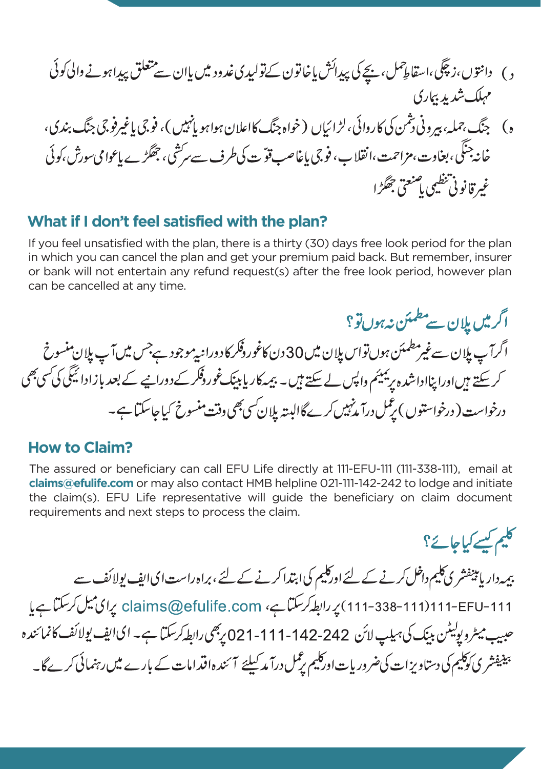د) دانتوں، زچگی، اسقاطِ حمل، بچے کی پیدائش یا خاتون کے تولیدی غدود میں یا ان سے متعلق پیدا ہونے والی کوئی مہلک شدید بیماری

ہ) جنگ، حملہ، بیرونی دشمن کی کاروائی، لڑائیاں (خواہ جنگ کا اعلان ہوا ہو یا نہیں)، فوجی یا غیر فوجی جنگ بندی، خانہ جنگی، بغاوت، مزاحمت، انقلاب، فوجی یا غاصب قوّت کی طرف سے سرکشی، جھگڑے یا عوامی سورش، کوئی غیر قانونی تنظیمی یا صنعتی جھگڑا

## What if I don't feel satisfied with the plan?

If you feel unsatisfied with the plan, there is a thirty (30) days free look period for the plan in which you can cancel the plan and get your premium paid back. But remember, insurer or bank will not entertain any refund request(s) after the free look period, however plan can be cancelled at any time.

## اگر میں پلان سے مطمئن نہ ہوں تو؟

اگر آپ پلان سے غیر مطمئن ہوں تو اس پلان میں 30 دن کا غور و فکر کا دورانیہ موجود ہے جس میں آپ پلان منسوخ کر سکتے ہیں اور اپنا ادا شدہ پریمیئم واپس لے سکتے ہیں۔ بیمہ کار یا بینک غور و فکر کے دورانیے کے بعد بازادائیگی کی کسی بھی درخواست (درخواستوں) پر عمل درآمد نہیں کرے گا البتہ پلان کسی بھی وقت منسوخ کیا جا سکتا ہے۔

## How to Claim?

The assured or beneficiary can call EFU Life directly at 111-EFU-111 (111-338-111), email at **claims@efulife.com** or may also contact HMB helpline 021-111-142-242 to lodge and initiate the claim(s). EFU Life representative will guide the beneficiary on claim document requirements and next steps to process the claim.

## کلیم کیسے کیا جائے؟

بیمہ دار یا بینیفشری کلیم داخل کرنے کے لئے اور کلیم کی ابتدا کرنے کے لئے، براہ راست ای ایف یو لائف سے 111-EFU-111 (111-338-111) پر رابطہ کر سکتا ہے، claims@efulife.com پر ای میل کر سکتا ہے یا حبیب میٹروپولیٹن بینک کی ہیلپ لائن 021-111-142-242 پر بھی رابطہ کر سکتا ہے۔ ای ایف یو لائف کا نمائندہ بینیفشری کو کلیم کی دستاویزات کی ضروریات اور کلیم پر عمل درآمد کیلئے آئندہ اقدامات کے بارے میں رہنمائی کرے گا۔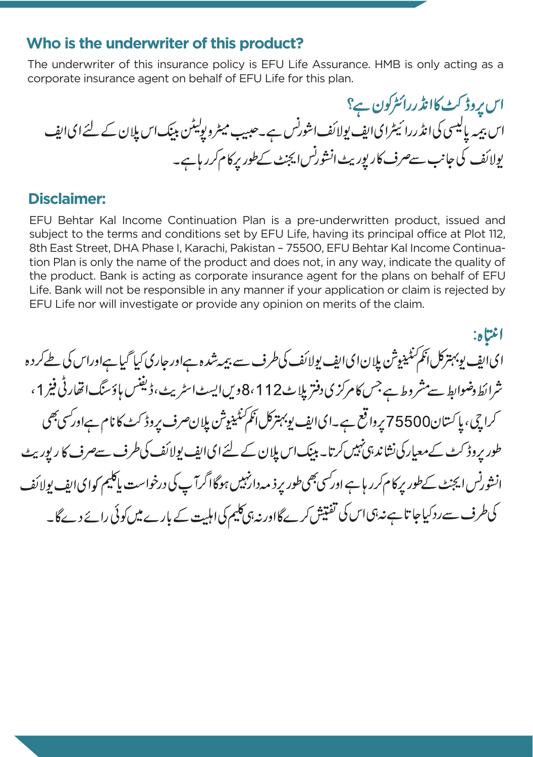## Who is the underwriter of this product?

The underwriter of this insurance policy is EFU Life Assurance. HMB is only acting as a corporate insurance agent on behalf of EFU Life for this plan.

## اس پروڈکٹ کا انڈر رائٹر کون ہے؟

اس بیمہ پالیسی کی انڈر رائیٹر ای ایف یو لائف اشورنس ہے۔ حبیب میٹرو پولیٹن بینک اس پلان کے لئے ای ایف یو لائف کی جانب سے صرف کارپوریٹ انشورنس ایجنٹ کے طور پر کام کر رہا ہے۔

## Disclaimer:

EFU Behtar Kal Income Continuation Plan is a pre-underwritten product, issued and subject to the terms and conditions set by EFU Life, having its principal office at Plot 112, 8th East Street, DHA Phase I, Karachi, Pakistan – 75500, EFU Behtar Kal Income Continuation Plan is only the name of the product and does not, in any way, indicate the quality of the product. Bank is acting as corporate insurance agent for the plans on behalf of EFU Life. Bank will not be responsible in any manner if your application or claim is rejected by EFU Life nor will investigate or provide any opinion on merits of the claim.

## انتباہ:

ای ایف یو بہتر کل انکم کنٹینیوشن پلان ای ایف یو لائف کی طرف سے بیمہ شدہ ہے اور جاری کیا گیا ہے اور اس کی طے کردہ شرائط وضوابط سے مشروط ہے جس کا مرکزی دفتر پلاٹ 112، 8ویں ایسٹ اسٹریٹ، ڈیفنس ہاؤسنگ اتھارٹی فیز 1، کراچی، پاکستان 75500 پر واقع ہے۔ ای ایف یو بہتر کل انکم کنٹینیوشن پلان صرف پروڈکٹ کا نام ہے اور کسی بھی طور پر پروڈکٹ کے معیار کی نشاندہی نہیں کرتا۔ بینک اس پلان کے لئے ای ایف یو لائف کی طرف سے صرف کارپوریٹ انشورنس ایجنٹ کے طور پر کام کر رہا ہے اور کسی بھی طور پر ذمہ دار نہیں ہوگا اگر آپ کی درخواست یا کلیم کو ای ایف یو لائف کی طرف سے رد کیا جاتا ہے نہ ہی اس کی تفتیش کرے گا اور نہ ہی کلیم کی اہلیت کے بارے میں کوئی رائے دے گا۔